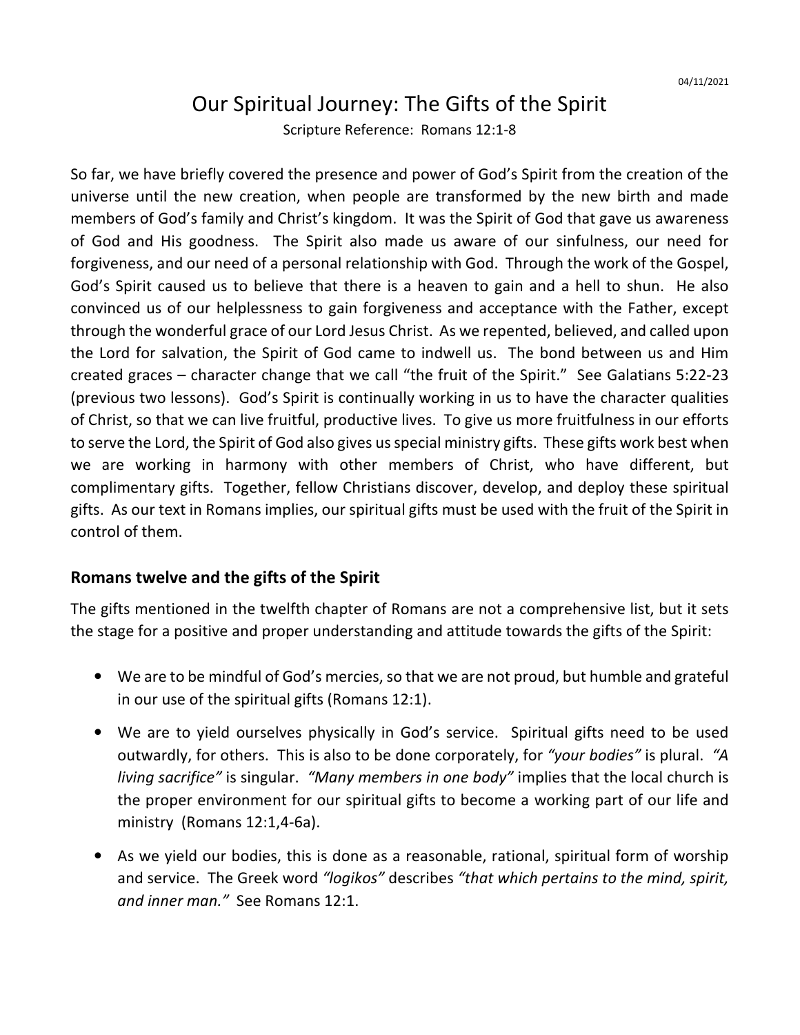04/11/2021

# Our Spiritual Journey: The Gifts of the Spirit

Scripture Reference: Romans 12:1-8

So far, we have briefly covered the presence and power of God's Spirit from the creation of the universe until the new creation, when people are transformed by the new birth and made members of God's family and Christ's kingdom. It was the Spirit of God that gave us awareness of God and His goodness. The Spirit also made us aware of our sinfulness, our need for forgiveness, and our need of a personal relationship with God. Through the work of the Gospel, God's Spirit caused us to believe that there is a heaven to gain and a hell to shun. He also convinced us of our helplessness to gain forgiveness and acceptance with the Father, except through the wonderful grace of our Lord Jesus Christ. As we repented, believed, and called upon the Lord for salvation, the Spirit of God came to indwell us. The bond between us and Him created graces – character change that we call "the fruit of the Spirit." See Galatians 5:22-23 (previous two lessons). God's Spirit is continually working in us to have the character qualities of Christ, so that we can live fruitful, productive lives. To give us more fruitfulness in our efforts to serve the Lord, the Spirit of God also gives us special ministry gifts. These gifts work best when we are working in harmony with other members of Christ, who have different, but complimentary gifts. Together, fellow Christians discover, develop, and deploy these spiritual gifts. As our text in Romans implies, our spiritual gifts must be used with the fruit of the Spirit in control of them.

## Romans twelve and the gifts of the Spirit

The gifts mentioned in the twelfth chapter of Romans are not a comprehensive list, but it sets the stage for a positive and proper understanding and attitude towards the gifts of the Spirit:

- We are to be mindful of God's mercies, so that we are not proud, but humble and grateful in our use of the spiritual gifts (Romans 12:1).
- We are to yield ourselves physically in God's service. Spiritual gifts need to be used outwardly, for others. This is also to be done corporately, for *"your bodies"* is plural. *"A living sacrifice"* is singular. *"Many members in one body"* implies that the local church is the proper environment for our spiritual gifts to become a working part of our life and ministry (Romans 12:1,4-6a).
- As we yield our bodies, this is done as a reasonable, rational, spiritual form of worship and service. The Greek word *"logikos"* describes *"that which pertains to the mind, spirit, and inner man."* See Romans 12:1.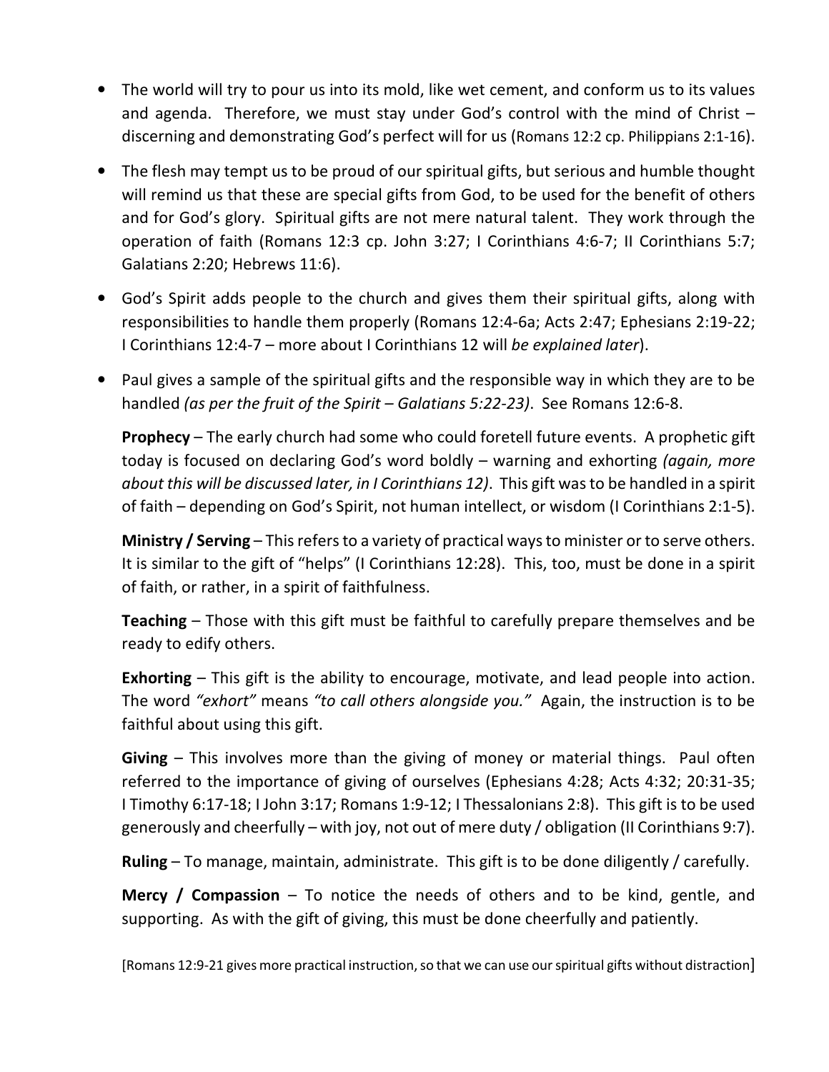- The world will try to pour us into its mold, like wet cement, and conform us to its values and agenda. Therefore, we must stay under God's control with the mind of Christ – discerning and demonstrating God's perfect will for us (Romans 12:2 cp. Philippians 2:1-16).

- The flesh may tempt us to be proud of our spiritual gifts, but serious and humble thought will remind us that these are special gifts from God, to be used for the benefit of others and for God's glory. Spiritual gifts are not mere natural talent. They work through the operation of faith (Romans 12:3 cp. John 3:27; I Corinthians 4:6-7; II Corinthians 5:7; Galatians 2:20; Hebrews 11:6).

- God's Spirit adds people to the church and gives them their spiritual gifts, along with responsibilities to handle them properly (Romans 12:4-6a; Acts 2:47; Ephesians 2:19-22; I Corinthians 12:4-7 – more about I Corinthians 12 will *be explained later*).

- Paul gives a sample of the spiritual gifts and the responsible way in which they are to be handled *(as per the fruit of the Spirit – Galatians 5:22-23)*. See Romans 12:6-8.

  **Prophecy** – The early church had some who could foretell future events. A prophetic gift today is focused on declaring God's word boldly – warning and exhorting *(again, more about this will be discussed later, in I Corinthians 12)*. This gift was to be handled in a spirit of faith – depending on God's Spirit, not human intellect, or wisdom (I Corinthians 2:1-5).

  **Ministry / Serving** – This refers to a variety of practical ways to minister or to serve others. It is similar to the gift of "helps" (I Corinthians 12:28). This, too, must be done in a spirit of faith, or rather, in a spirit of faithfulness.

  **Teaching** – Those with this gift must be faithful to carefully prepare themselves and be ready to edify others.

  **Exhorting** – This gift is the ability to encourage, motivate, and lead people into action. The word *"exhort"* means *"to call others alongside you."* Again, the instruction is to be faithful about using this gift.

  **Giving** – This involves more than the giving of money or material things. Paul often referred to the importance of giving of ourselves (Ephesians 4:28; Acts 4:32; 20:31-35; I Timothy 6:17-18; I John 3:17; Romans 1:9-12; I Thessalonians 2:8). This gift is to be used generously and cheerfully – with joy, not out of mere duty / obligation (II Corinthians 9:7).

  **Ruling** – To manage, maintain, administrate. This gift is to be done diligently / carefully.

  **Mercy / Compassion** – To notice the needs of others and to be kind, gentle, and supporting. As with the gift of giving, this must be done cheerfully and patiently.

  [Romans 12:9-21 gives more practical instruction, so that we can use our spiritual gifts without distraction]